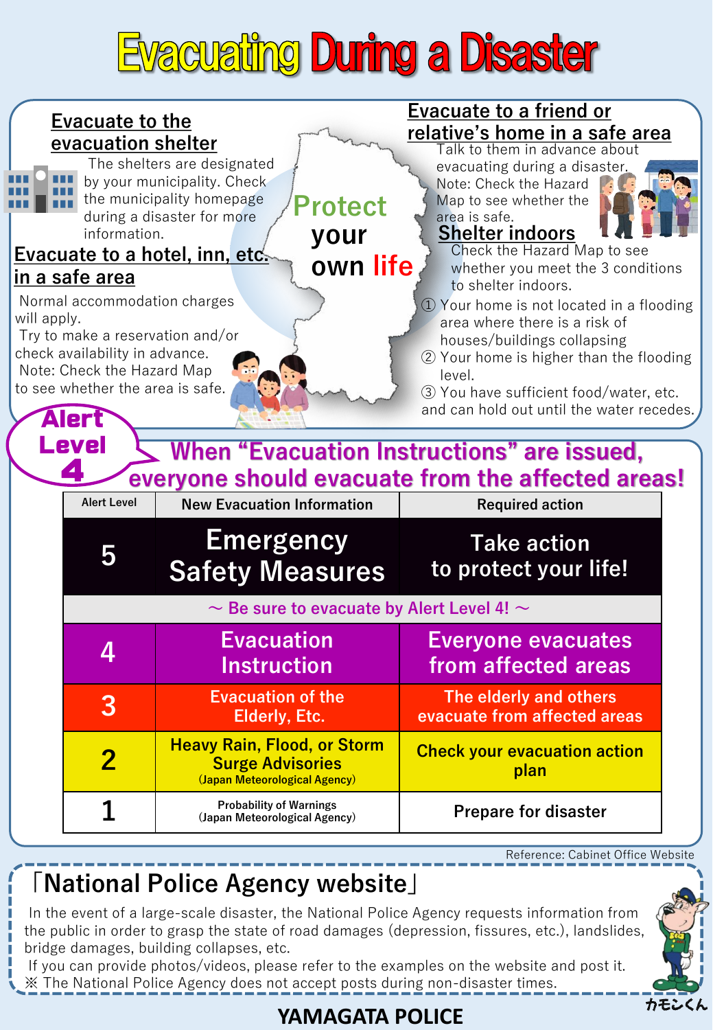# Evacuating During a Disaster

**Protect your own life**

## Evacuate to the evacuation shelter

The shelters are designated by your municipality. Check the municipality homepage during a disaster for more information.

## Evacuate to a hotel, inn, etc. in a safe area

Normal accommodation charges will apply.
Try to make a reservation and/or check availability in advance.
Note: Check the Hazard Map to see whether the area is safe.

## Evacuate to a friend or relative's home in a safe area

Talk to them in advance about evacuating during a disaster.
Note: Check the Hazard Map to see whether the area is safe.

## Shelter indoors

Check the Hazard Map to see whether you meet the 3 conditions to shelter indoors.

① Your home is not located in a flooding area where there is a risk of houses/buildings collapsing
② Your home is higher than the flooding level.
③ You have sufficient food/water, etc. and can hold out until the water recedes.

**Alert Level 4**

**When "Evacuation Instructions" are issued, everyone should evacuate from the affected areas!**

| Alert Level | New Evacuation Information | Required action |
|---|---|---|
| 5 | Emergency Safety Measures | Take action to protect your life! |
| ～ Be sure to evacuate by Alert Level 4! ～ | | |
| 4 | Evacuation Instruction | Everyone evacuates from affected areas |
| 3 | Evacuation of the Elderly, Etc. | The elderly and others evacuate from affected areas |
| 2 | Heavy Rain, Flood, or Storm Surge Advisories (Japan Meteorological Agency) | Check your evacuation action plan |
| 1 | Probability of Warnings (Japan Meteorological Agency) | Prepare for disaster |

Reference: Cabinet Office Website

## 「National Police Agency website」

In the event of a large-scale disaster, the National Police Agency requests information from the public in order to grasp the state of road damages (depression, fissures, etc.), landslides, bridge damages, building collapses, etc.
If you can provide photos/videos, please refer to the examples on the website and post it.
※ The National Police Agency does not accept posts during non-disaster times.

カモシくん

**YAMAGATA POLICE**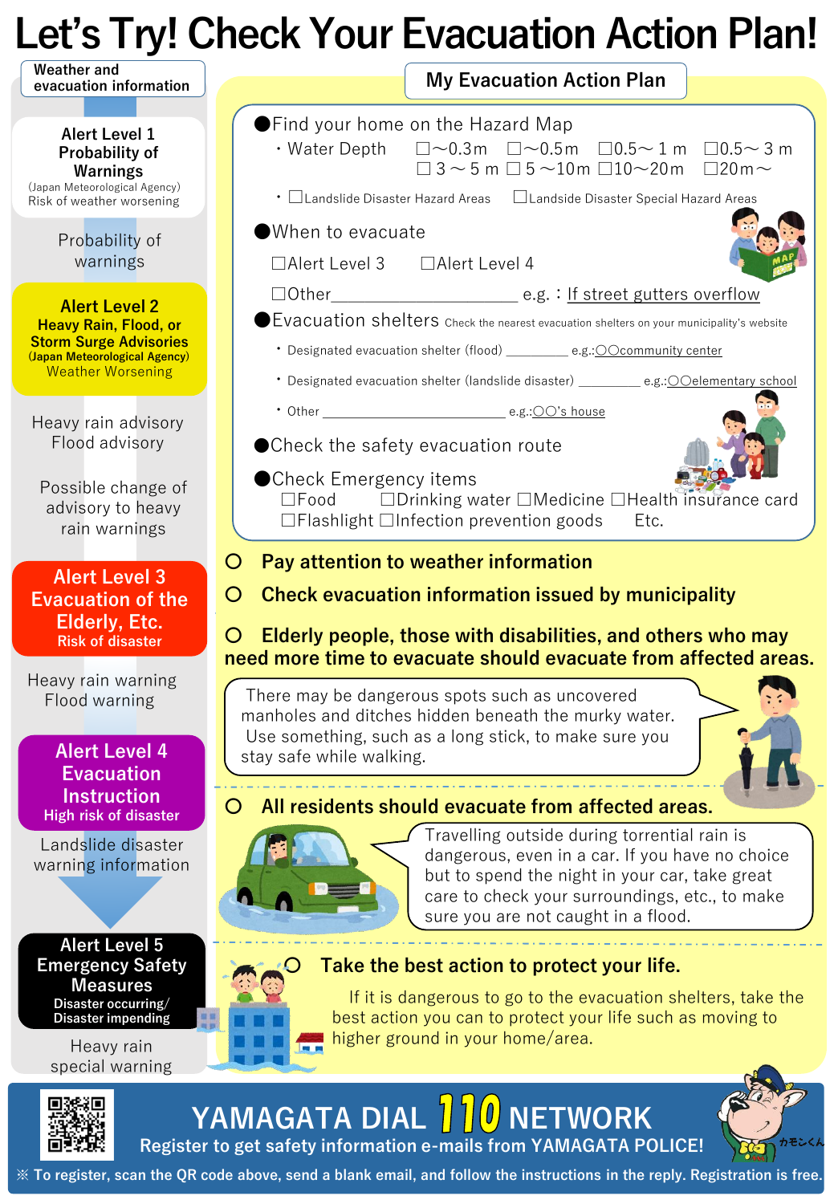# Let's Try! Check Your Evacuation Action Plan!

## Weather and evacuation information

**Alert Level 1**
**Probability of Warnings**
(Japan Meteorological Agency)
Risk of weather worsening

Probability of warnings

**Alert Level 2**
**Heavy Rain, Flood, or Storm Surge Advisories**
(Japan Meteorological Agency)
Weather Worsening

Heavy rain advisory
Flood advisory

Possible change of advisory to heavy rain warnings

**Alert Level 3**
**Evacuation of the Elderly, Etc.**
Risk of disaster

Heavy rain warning
Flood warning

**Alert Level 4**
**Evacuation Instruction**
High risk of disaster

Landslide disaster warning information

**Alert Level 5**
**Emergency Safety Measures**
Disaster occurring/ Disaster impending

Heavy rain special warning

## My Evacuation Action Plan

●Find your home on the Hazard Map

- Water Depth ☐～0.3m ☐～0.5m ☐0.5～1 m ☐0.5～3 m ☐3～5 m ☐5～10m ☐10～20m ☐20m～
- ☐Landslide Disaster Hazard Areas ☐Landside Disaster Special Hazard Areas

●When to evacuate

☐Alert Level 3 ☐Alert Level 4

☐Other________________ e.g.：If street gutters overflow

●Evacuation shelters Check the nearest evacuation shelters on your municipality's website

- Designated evacuation shelter (flood) ________ e.g.:〇〇community center
- Designated evacuation shelter (landslide disaster) ________ e.g.:〇〇elementary school
- Other ________________ e.g.:〇〇's house

●Check the safety evacuation route

●Check Emergency items

☐Food ☐Drinking water ☐Medicine ☐Health insurance card
☐Flashlight ☐Infection prevention goods Etc.

○ **Pay attention to weather information**

○ **Check evacuation information issued by municipality**

○ **Elderly people, those with disabilities, and others who may need more time to evacuate should evacuate from affected areas.**

There may be dangerous spots such as uncovered manholes and ditches hidden beneath the murky water. Use something, such as a long stick, to make sure you stay safe while walking.

○ **All residents should evacuate from affected areas.**

Travelling outside during torrential rain is dangerous, even in a car. If you have no choice but to spend the night in your car, take great care to check your surroundings, etc., to make sure you are not caught in a flood.

○ **Take the best action to protect your life.**

If it is dangerous to go to the evacuation shelters, take the best action you can to protect your life such as moving to higher ground in your home/area.

## YAMAGATA DIAL 110 NETWORK

**Register to get safety information e-mails from YAMAGATA POLICE!**

※ To register, scan the QR code above, send a blank email, and follow the instructions in the reply. Registration is free.